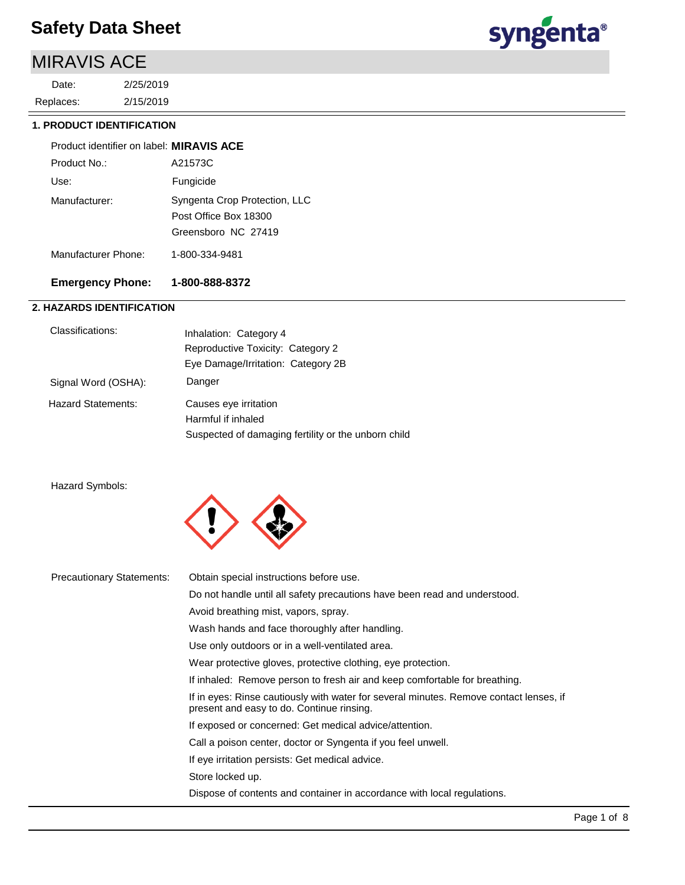# Safety Data Sheet

## MIRAVIS ACE

Date: 2/25/2019

Replaces: 2/15/2019

### 1. PRODUCT IDENTIFICATION

| | |
|---|---|
| Product identifier on label: | **MIRAVIS ACE** |
| Product No.: | A21573C |
| Use: | Fungicide |
| Manufacturer: | Syngenta Crop Protection, LLC<br>Post Office Box 18300<br>Greensboro NC 27419 |
| Manufacturer Phone: | 1-800-334-9481 |
| **Emergency Phone:** | **1-800-888-8372** |

### 2. HAZARDS IDENTIFICATION

| | |
|---|---|
| Classifications: | Inhalation: Category 4<br>Reproductive Toxicity: Category 2<br>Eye Damage/Irritation: Category 2B |
| Signal Word (OSHA): | Danger |
| Hazard Statements: | Causes eye irritation<br>Harmful if inhaled<br>Suspected of damaging fertility or the unborn child |

Hazard Symbols:

Precautionary Statements:

- Obtain special instructions before use.
- Do not handle until all safety precautions have been read and understood.
- Avoid breathing mist, vapors, spray.
- Wash hands and face thoroughly after handling.
- Use only outdoors or in a well-ventilated area.
- Wear protective gloves, protective clothing, eye protection.
- If inhaled: Remove person to fresh air and keep comfortable for breathing.
- If in eyes: Rinse cautiously with water for several minutes. Remove contact lenses, if present and easy to do. Continue rinsing.
- If exposed or concerned: Get medical advice/attention.
- Call a poison center, doctor or Syngenta if you feel unwell.
- If eye irritation persists: Get medical advice.
- Store locked up.
- Dispose of contents and container in accordance with local regulations.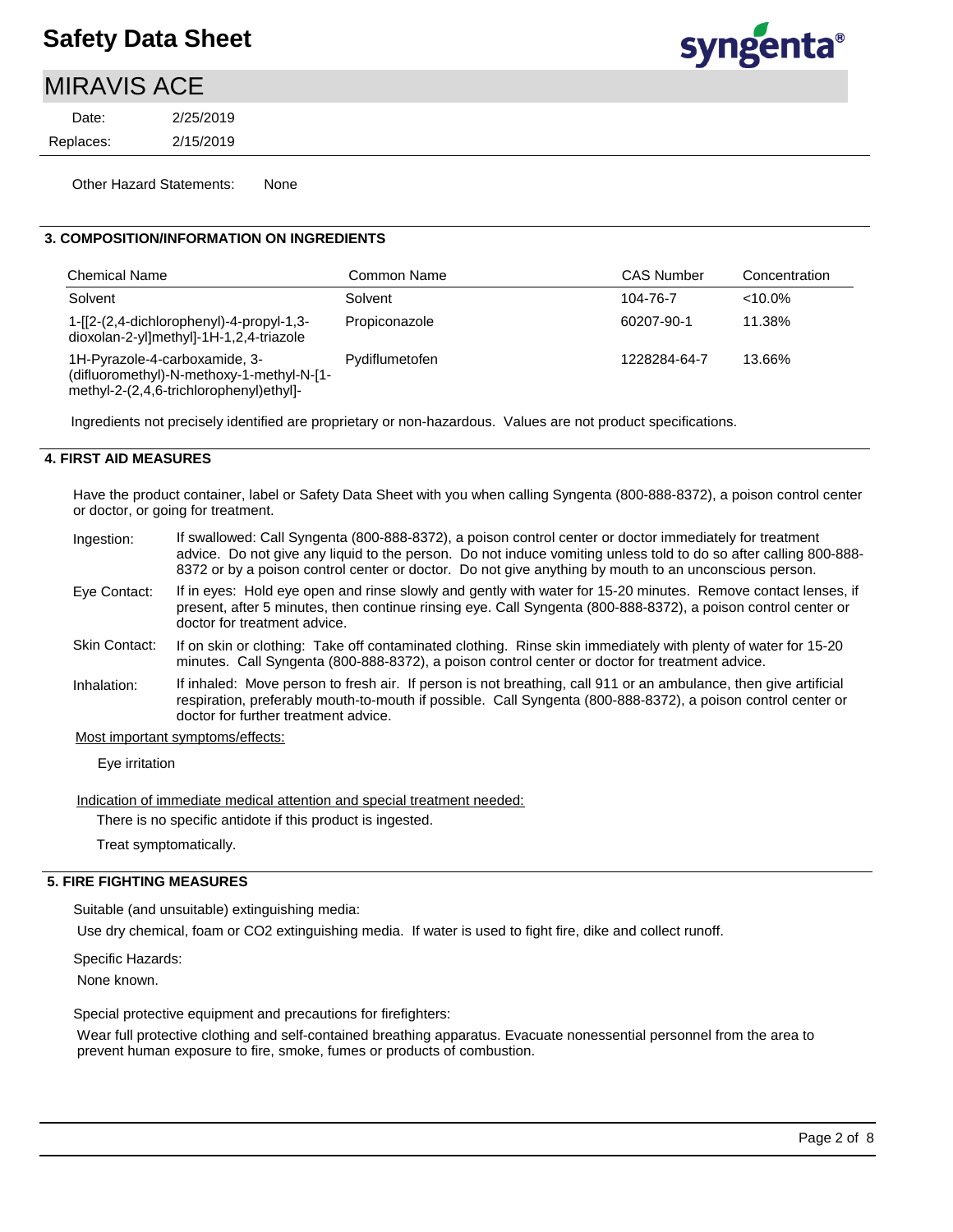Other Hazard Statements: None

## 3. COMPOSITION/INFORMATION ON INGREDIENTS

| Chemical Name | Common Name | CAS Number | Concentration |
|---|---|---|---|
| Solvent | Solvent | 104-76-7 | <10.0% |
| 1-[[2-(2,4-dichlorophenyl)-4-propyl-1,3-dioxolan-2-yl]methyl]-1H-1,2,4-triazole | Propiconazole | 60207-90-1 | 11.38% |
| 1H-Pyrazole-4-carboxamide, 3-(difluoromethyl)-N-methoxy-1-methyl-N-[1-methyl-2-(2,4,6-trichlorophenyl)ethyl]- | Pydiflumetofen | 1228284-64-7 | 13.66% |

Ingredients not precisely identified are proprietary or non-hazardous. Values are not product specifications.

## 4. FIRST AID MEASURES

Have the product container, label or Safety Data Sheet with you when calling Syngenta (800-888-8372), a poison control center or doctor, or going for treatment.

**Ingestion:** If swallowed: Call Syngenta (800-888-8372), a poison control center or doctor immediately for treatment advice. Do not give any liquid to the person. Do not induce vomiting unless told to do so after calling 800-888-8372 or by a poison control center or doctor. Do not give anything by mouth to an unconscious person.

**Eye Contact:** If in eyes: Hold eye open and rinse slowly and gently with water for 15-20 minutes. Remove contact lenses, if present, after 5 minutes, then continue rinsing eye. Call Syngenta (800-888-8372), a poison control center or doctor for treatment advice.

**Skin Contact:** If on skin or clothing: Take off contaminated clothing. Rinse skin immediately with plenty of water for 15-20 minutes. Call Syngenta (800-888-8372), a poison control center or doctor for treatment advice.

**Inhalation:** If inhaled: Move person to fresh air. If person is not breathing, call 911 or an ambulance, then give artificial respiration, preferably mouth-to-mouth if possible. Call Syngenta (800-888-8372), a poison control center or doctor for further treatment advice.

Most important symptoms/effects:

Eye irritation

Indication of immediate medical attention and special treatment needed:

There is no specific antidote if this product is ingested.

Treat symptomatically.

## 5. FIRE FIGHTING MEASURES

Suitable (and unsuitable) extinguishing media:

Use dry chemical, foam or CO2 extinguishing media. If water is used to fight fire, dike and collect runoff.

Specific Hazards:

None known.

Special protective equipment and precautions for firefighters:

Wear full protective clothing and self-contained breathing apparatus. Evacuate nonessential personnel from the area to prevent human exposure to fire, smoke, fumes or products of combustion.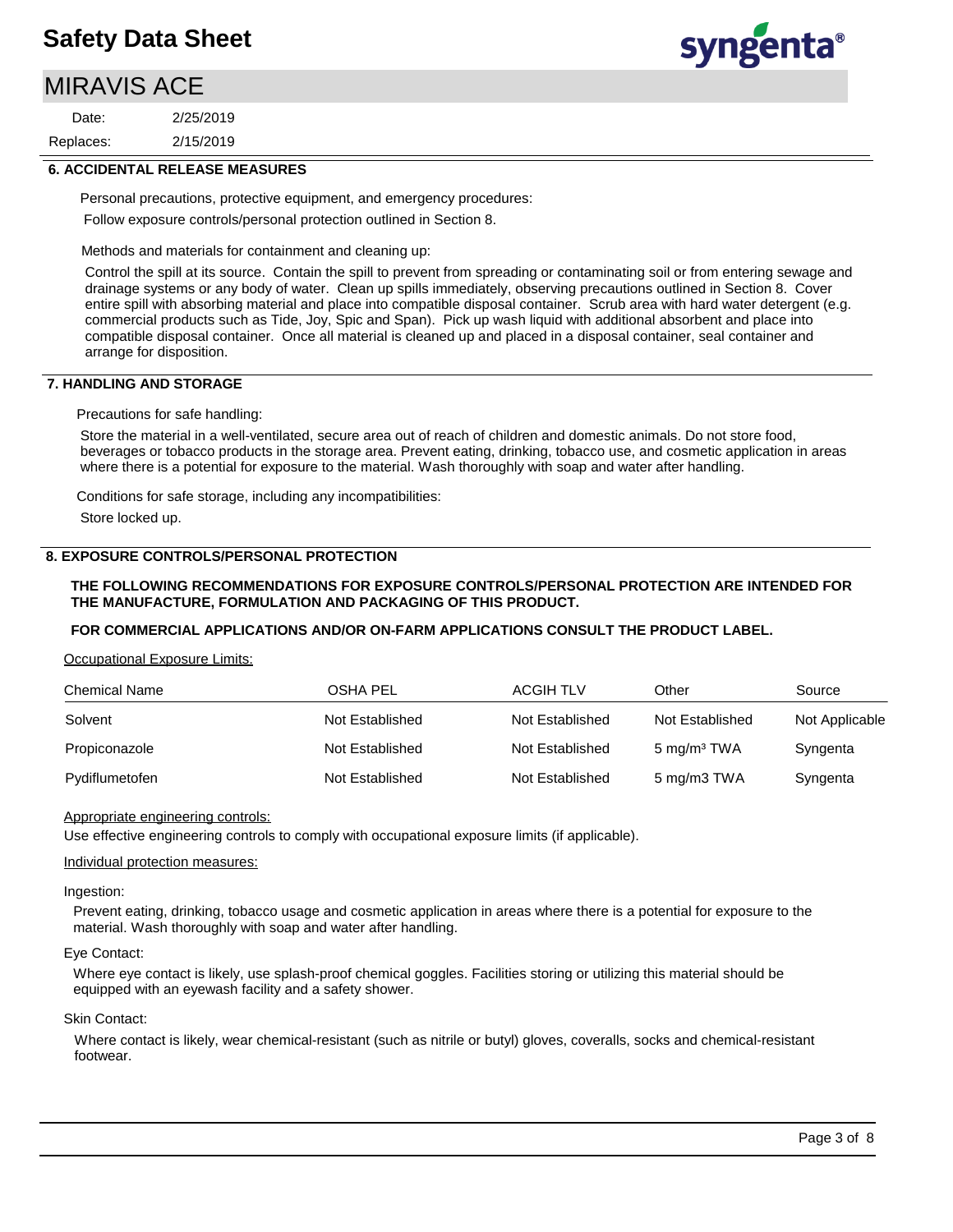## 6. ACCIDENTAL RELEASE MEASURES

Personal precautions, protective equipment, and emergency procedures:

Follow exposure controls/personal protection outlined in Section 8.

Methods and materials for containment and cleaning up:

Control the spill at its source. Contain the spill to prevent from spreading or contaminating soil or from entering sewage and drainage systems or any body of water. Clean up spills immediately, observing precautions outlined in Section 8. Cover entire spill with absorbing material and place into compatible disposal container. Scrub area with hard water detergent (e.g. commercial products such as Tide, Joy, Spic and Span). Pick up wash liquid with additional absorbent and place into compatible disposal container. Once all material is cleaned up and placed in a disposal container, seal container and arrange for disposition.

## 7. HANDLING AND STORAGE

Precautions for safe handling:

Store the material in a well-ventilated, secure area out of reach of children and domestic animals. Do not store food, beverages or tobacco products in the storage area. Prevent eating, drinking, tobacco use, and cosmetic application in areas where there is a potential for exposure to the material. Wash thoroughly with soap and water after handling.

Conditions for safe storage, including any incompatibilities:

Store locked up.

## 8. EXPOSURE CONTROLS/PERSONAL PROTECTION

**THE FOLLOWING RECOMMENDATIONS FOR EXPOSURE CONTROLS/PERSONAL PROTECTION ARE INTENDED FOR THE MANUFACTURE, FORMULATION AND PACKAGING OF THIS PRODUCT.**

**FOR COMMERCIAL APPLICATIONS AND/OR ON-FARM APPLICATIONS CONSULT THE PRODUCT LABEL.**

Occupational Exposure Limits:

| Chemical Name | OSHA PEL | ACGIH TLV | Other | Source |
|---|---|---|---|---|
| Solvent | Not Established | Not Established | Not Established | Not Applicable |
| Propiconazole | Not Established | Not Established | 5 mg/m³ TWA | Syngenta |
| Pydiflumetofen | Not Established | Not Established | 5 mg/m3 TWA | Syngenta |

Appropriate engineering controls:

Use effective engineering controls to comply with occupational exposure limits (if applicable).

Individual protection measures:

Ingestion:

Prevent eating, drinking, tobacco usage and cosmetic application in areas where there is a potential for exposure to the material. Wash thoroughly with soap and water after handling.

Eye Contact:

Where eye contact is likely, use splash-proof chemical goggles. Facilities storing or utilizing this material should be equipped with an eyewash facility and a safety shower.

Skin Contact:

Where contact is likely, wear chemical-resistant (such as nitrile or butyl) gloves, coveralls, socks and chemical-resistant footwear.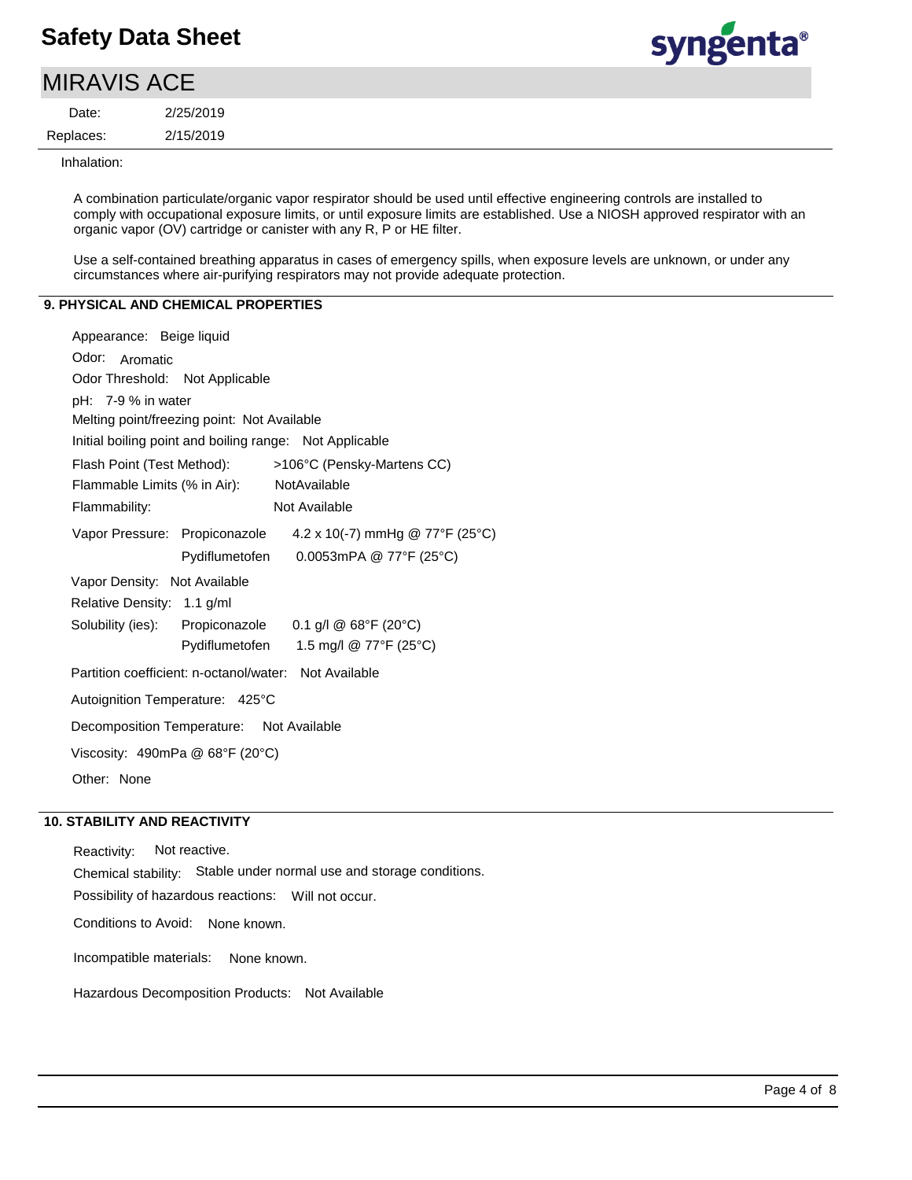Inhalation:

A combination particulate/organic vapor respirator should be used until effective engineering controls are installed to comply with occupational exposure limits, or until exposure limits are established. Use a NIOSH approved respirator with an organic vapor (OV) cartridge or canister with any R, P or HE filter.

Use a self-contained breathing apparatus in cases of emergency spills, when exposure levels are unknown, or under any circumstances where air-purifying respirators may not provide adequate protection.

## 9. PHYSICAL AND CHEMICAL PROPERTIES

Appearance: Beige liquid

Odor: Aromatic

Odor Threshold: Not Applicable

pH: 7-9 % in water

Melting point/freezing point: Not Available

Initial boiling point and boiling range: Not Applicable

Flash Point (Test Method): >106°C (Pensky-Martens CC)

Flammable Limits (% in Air): NotAvailable

Flammability: Not Available

Vapor Pressure: Propiconazole 4.2 x 10(-7) mmHg @ 77°F (25°C)
Pydiflumetofen 0.0053mPA @ 77°F (25°C)

Vapor Density: Not Available

Relative Density: 1.1 g/ml

Solubility (ies): Propiconazole 0.1 g/l @ 68°F (20°C)
Pydiflumetofen 1.5 mg/l @ 77°F (25°C)

Partition coefficient: n-octanol/water: Not Available

Autoignition Temperature: 425°C

Decomposition Temperature: Not Available

Viscosity: 490mPa @ 68°F (20°C)

Other: None

## 10. STABILITY AND REACTIVITY

Reactivity: Not reactive.

Chemical stability: Stable under normal use and storage conditions.

Possibility of hazardous reactions: Will not occur.

Conditions to Avoid: None known.

Incompatible materials: None known.

Hazardous Decomposition Products: Not Available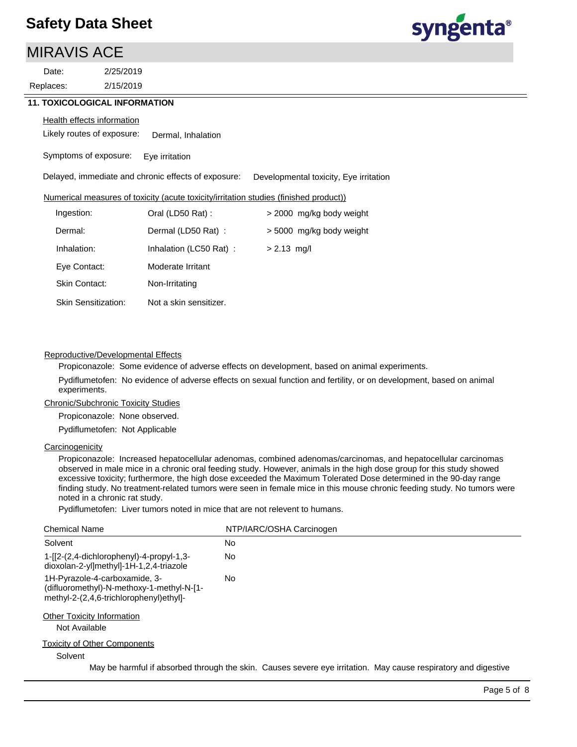## 11. TOXICOLOGICAL INFORMATION

Health effects information

Likely routes of exposure: Dermal, Inhalation

Symptoms of exposure: Eye irritation

Delayed, immediate and chronic effects of exposure: Developmental toxicity, Eye irritation

Numerical measures of toxicity (acute toxicity/irritation studies (finished product))

| | | |
|---|---|---|
| Ingestion: | Oral (LD50 Rat) : | > 2000 mg/kg body weight |
| Dermal: | Dermal (LD50 Rat) : | > 5000 mg/kg body weight |
| Inhalation: | Inhalation (LC50 Rat) : | > 2.13 mg/l |
| Eye Contact: | Moderate Irritant | |
| Skin Contact: | Non-Irritating | |
| Skin Sensitization: | Not a skin sensitizer. | |

Reproductive/Developmental Effects

Propiconazole: Some evidence of adverse effects on development, based on animal experiments.

Pydiflumetofen: No evidence of adverse effects on sexual function and fertility, or on development, based on animal experiments.

Chronic/Subchronic Toxicity Studies

Propiconazole: None observed.

Pydiflumetofen: Not Applicable

Carcinogenicity

Propiconazole: Increased hepatocellular adenomas, combined adenomas/carcinomas, and hepatocellular carcinomas observed in male mice in a chronic oral feeding study. However, animals in the high dose group for this study showed excessive toxicity; furthermore, the high dose exceeded the Maximum Tolerated Dose determined in the 90-day range finding study. No treatment-related tumors were seen in female mice in this mouse chronic feeding study. No tumors were noted in a chronic rat study.

Pydiflumetofen: Liver tumors noted in mice that are not relevent to humans.

| Chemical Name | NTP/IARC/OSHA Carcinogen |
|---|---|
| Solvent | No |
| 1-[[2-(2,4-dichlorophenyl)-4-propyl-1,3-dioxolan-2-yl]methyl]-1H-1,2,4-triazole | No |
| 1H-Pyrazole-4-carboxamide, 3-(difluoromethyl)-N-methoxy-1-methyl-N-[1-methyl-2-(2,4,6-trichlorophenyl)ethyl]- | No |

Other Toxicity Information

Not Available

Toxicity of Other Components

Solvent

May be harmful if absorbed through the skin. Causes severe eye irritation. May cause respiratory and digestive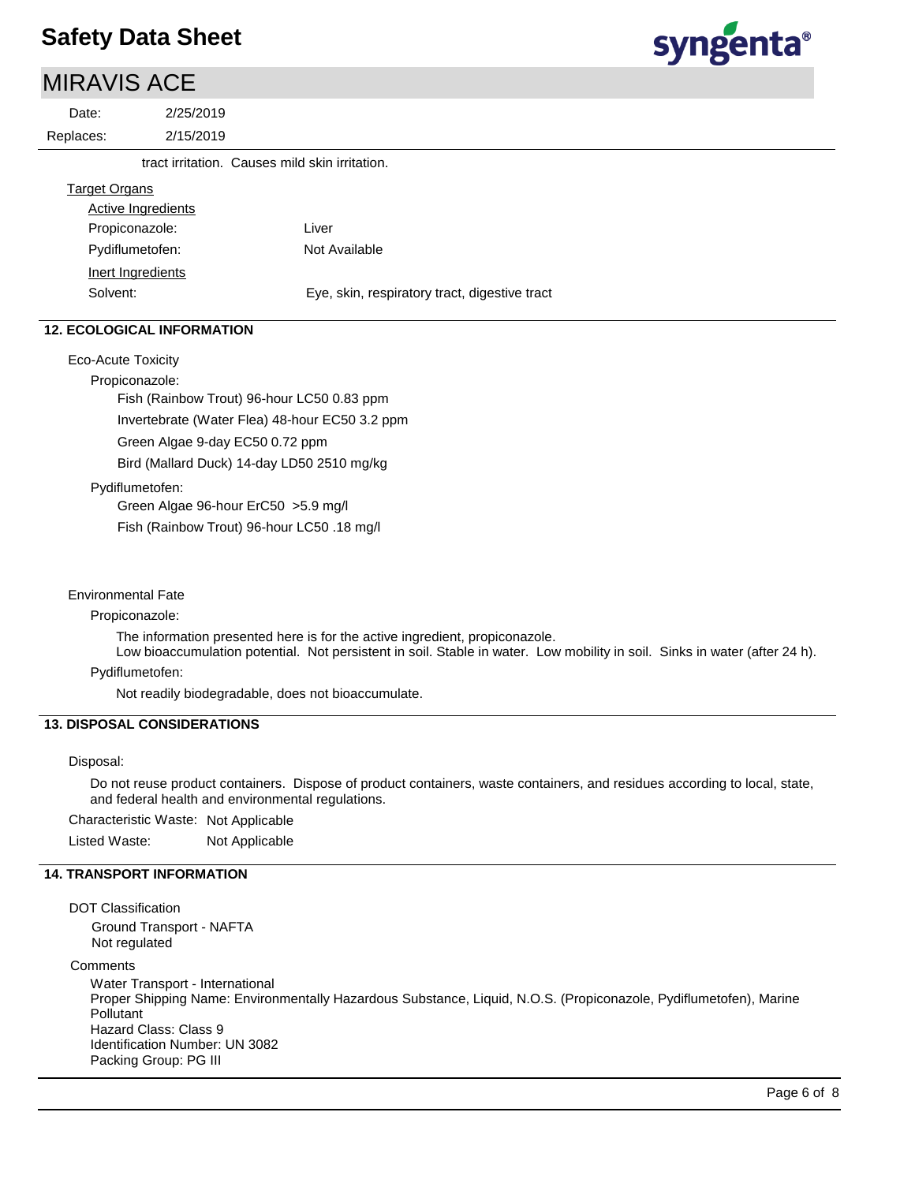tract irritation. Causes mild skin irritation.

Target Organs

Active Ingredients

| | |
|---|---|
| Propiconazole: | Liver |
| Pydiflumetofen: | Not Available |

Inert Ingredients

| | |
|---|---|
| Solvent: | Eye, skin, respiratory tract, digestive tract |

## 12. ECOLOGICAL INFORMATION

Eco-Acute Toxicity

Propiconazole:

- Fish (Rainbow Trout) 96-hour LC50 0.83 ppm
- Invertebrate (Water Flea) 48-hour EC50 3.2 ppm
- Green Algae 9-day EC50 0.72 ppm
- Bird (Mallard Duck) 14-day LD50 2510 mg/kg

Pydiflumetofen:

- Green Algae 96-hour ErC50 >5.9 mg/l
- Fish (Rainbow Trout) 96-hour LC50 .18 mg/l

Environmental Fate

Propiconazole:

The information presented here is for the active ingredient, propiconazole.
Low bioaccumulation potential. Not persistent in soil. Stable in water. Low mobility in soil. Sinks in water (after 24 h).

Pydiflumetofen:

Not readily biodegradable, does not bioaccumulate.

## 13. DISPOSAL CONSIDERATIONS

Disposal:

Do not reuse product containers. Dispose of product containers, waste containers, and residues according to local, state, and federal health and environmental regulations.

Characteristic Waste: Not Applicable

Listed Waste: Not Applicable

## 14. TRANSPORT INFORMATION

DOT Classification

Ground Transport - NAFTA
Not regulated

Comments

Water Transport - International
Proper Shipping Name: Environmentally Hazardous Substance, Liquid, N.O.S. (Propiconazole, Pydiflumetofen), Marine Pollutant
Hazard Class: Class 9
Identification Number: UN 3082
Packing Group: PG III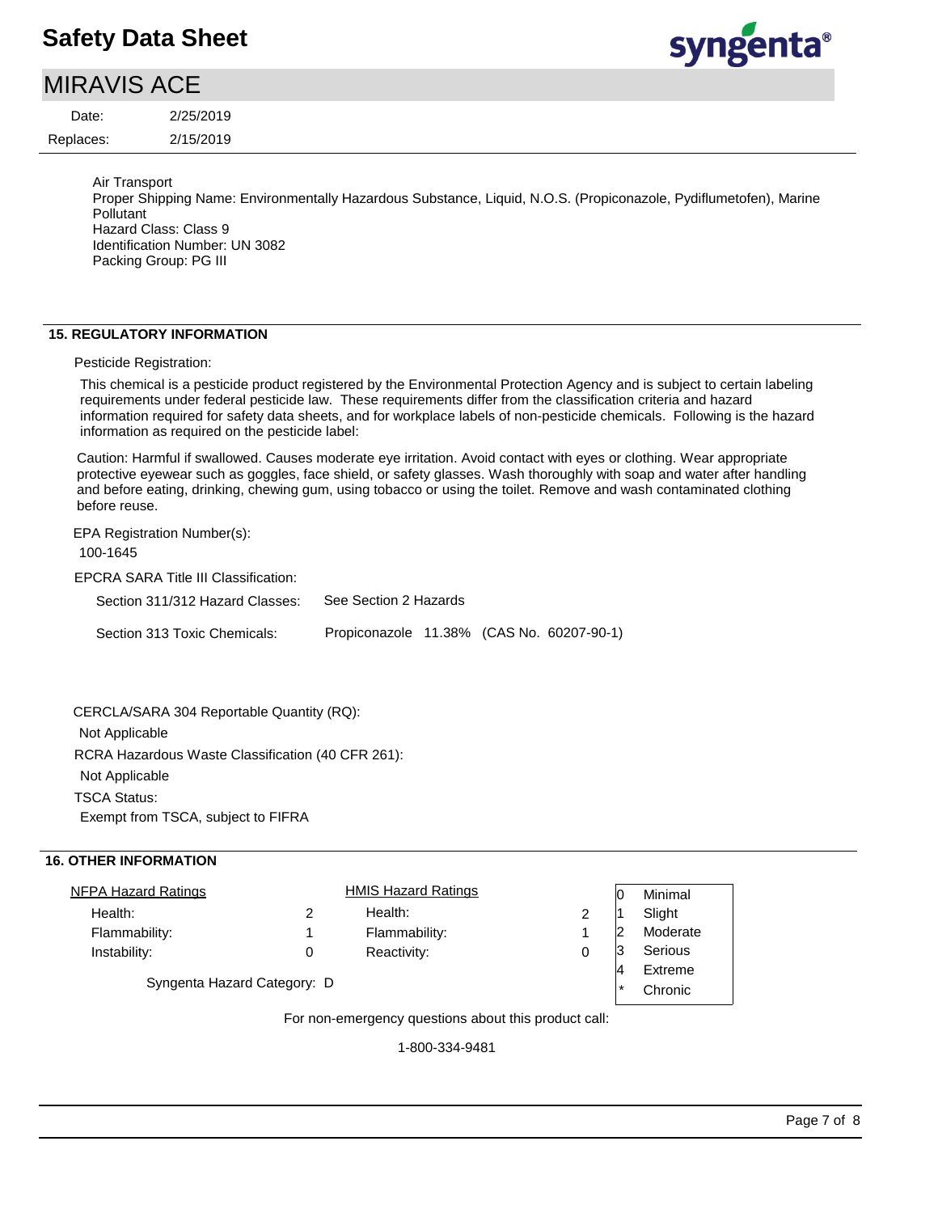Air Transport
Proper Shipping Name: Environmentally Hazardous Substance, Liquid, N.O.S. (Propiconazole, Pydiflumetofen), Marine Pollutant
Hazard Class: Class 9
Identification Number: UN 3082
Packing Group: PG III

## 15. REGULATORY INFORMATION

Pesticide Registration:

This chemical is a pesticide product registered by the Environmental Protection Agency and is subject to certain labeling requirements under federal pesticide law. These requirements differ from the classification criteria and hazard information required for safety data sheets, and for workplace labels of non-pesticide chemicals. Following is the hazard information as required on the pesticide label:

Caution: Harmful if swallowed. Causes moderate eye irritation. Avoid contact with eyes or clothing. Wear appropriate protective eyewear such as goggles, face shield, or safety glasses. Wash thoroughly with soap and water after handling and before eating, drinking, chewing gum, using tobacco or using the toilet. Remove and wash contaminated clothing before reuse.

EPA Registration Number(s):
100-1645

EPCRA SARA Title III Classification:

| | |
|---|---|
| Section 311/312 Hazard Classes: | See Section 2 Hazards |
| Section 313 Toxic Chemicals: | Propiconazole 11.38% (CAS No. 60207-90-1) |

CERCLA/SARA 304 Reportable Quantity (RQ):
Not Applicable

RCRA Hazardous Waste Classification (40 CFR 261):
Not Applicable

TSCA Status:
Exempt from TSCA, subject to FIFRA

## 16. OTHER INFORMATION

| NFPA Hazard Ratings | | HMIS Hazard Ratings | |
|---|---|---|---|
| Health: | 2 | Health: | 2 |
| Flammability: | 1 | Flammability: | 1 |
| Instability: | 0 | Reactivity: | 0 |

| | |
|---|---|
| 0 | Minimal |
| 1 | Slight |
| 2 | Moderate |
| 3 | Serious |
| 4 | Extreme |
| * | Chronic |

Syngenta Hazard Category: D

For non-emergency questions about this product call:

1-800-334-9481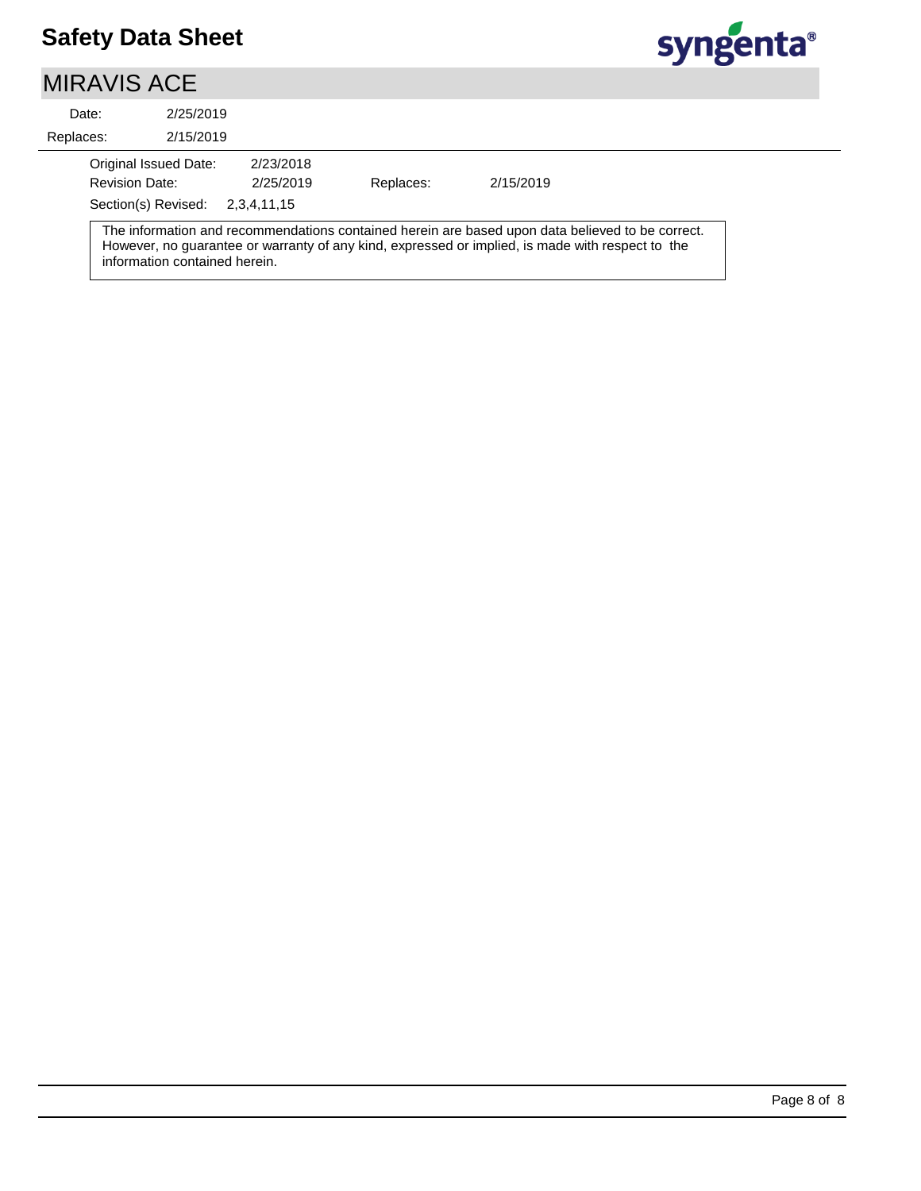Original Issued Date: 2/23/2018

Revision Date: 2/25/2019    Replaces: 2/15/2019

Section(s) Revised: 2,3,4,11,15

The information and recommendations contained herein are based upon data believed to be correct. However, no guarantee or warranty of any kind, expressed or implied, is made with respect to the information contained herein.